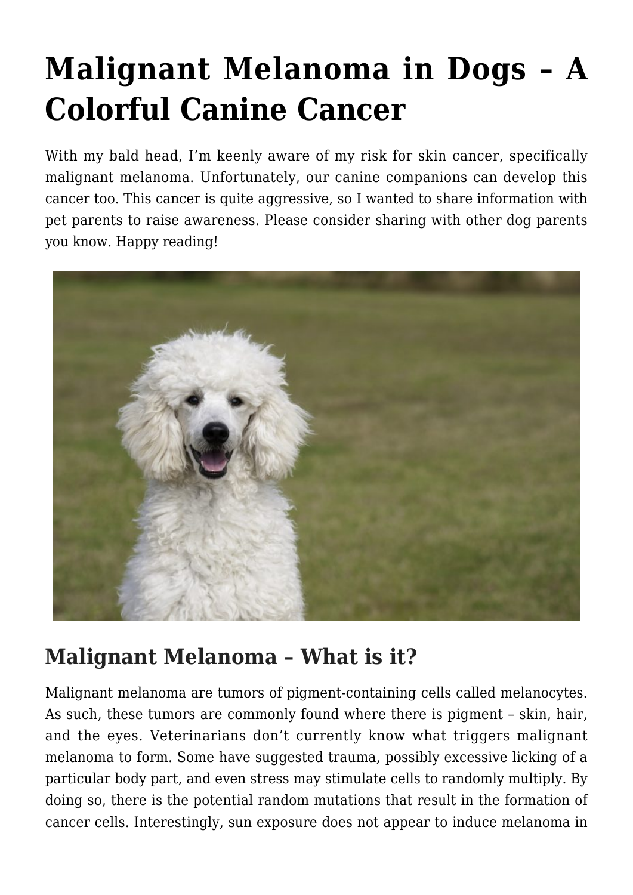# Malignant Melanoma in Dogs – A Colorful Canine Cancer

With my bald head, I'm keenly aware of my risk for skin cancer, specifically malignant melanoma. Unfortunately, our canine companions can develop this cancer too. This cancer is quite aggressive, so I wanted to share information with pet parents to raise awareness. Please consider sharing with other dog parents you know. Happy reading!

## Malignant Melanoma – What is it?

Malignant melanoma are tumors of pigment-containing cells called melanocytes. As such, these tumors are commonly found where there is pigment – skin, hair, and the eyes. Veterinarians don't currently know what triggers malignant melanoma to form. Some have suggested trauma, possibly excessive licking of a particular body part, and even stress may stimulate cells to randomly multiply. By doing so, there is the potential random mutations that result in the formation of cancer cells. Interestingly, sun exposure does not appear to induce melanoma in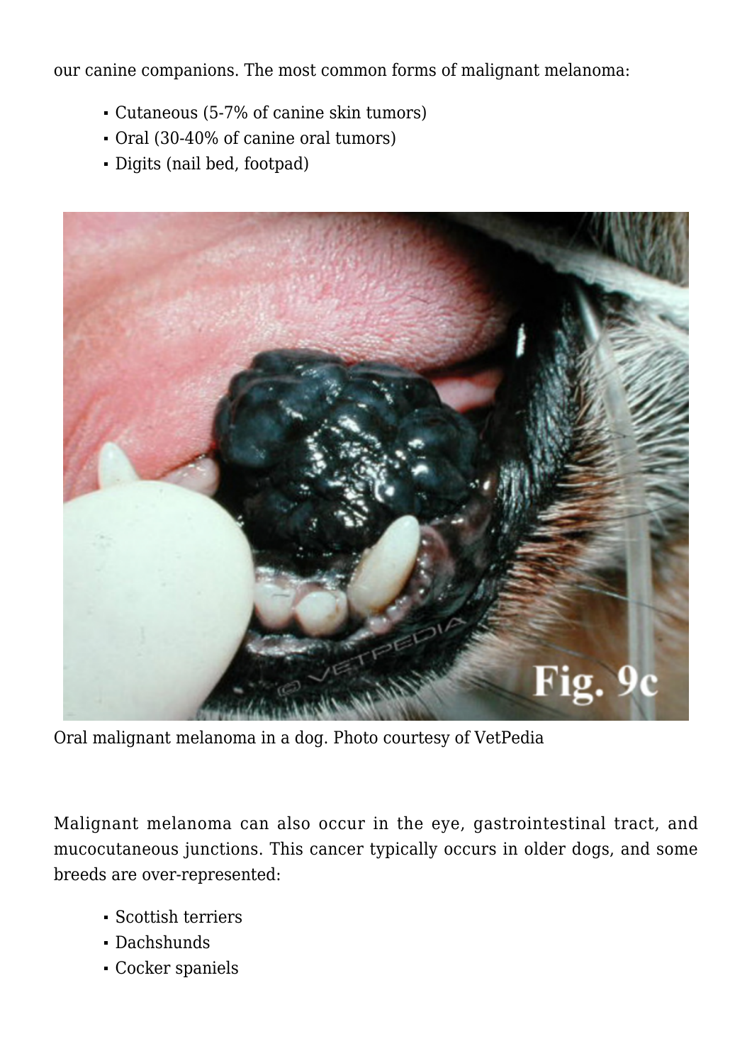our canine companions. The most common forms of malignant melanoma:

- Cutaneous (5-7% of canine skin tumors)
- Oral (30-40% of canine oral tumors)
- Digits (nail bed, footpad)

Oral malignant melanoma in a dog. Photo courtesy of VetPedia

Malignant melanoma can also occur in the eye, gastrointestinal tract, and mucocutaneous junctions. This cancer typically occurs in older dogs, and some breeds are over-represented:

- Scottish terriers
- Dachshunds
- Cocker spaniels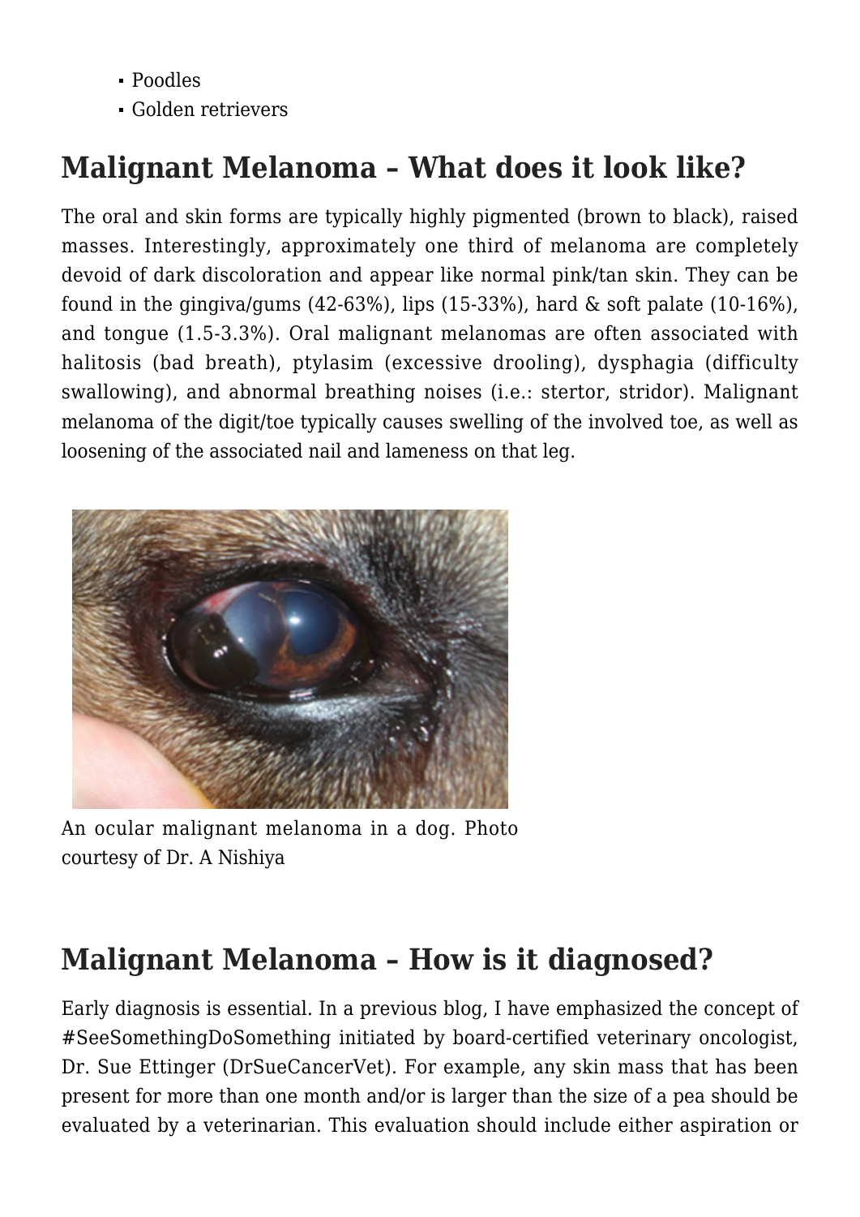- Poodles
- Golden retrievers

## Malignant Melanoma – What does it look like?

The oral and skin forms are typically highly pigmented (brown to black), raised masses. Interestingly, approximately one third of melanoma are completely devoid of dark discoloration and appear like normal pink/tan skin. They can be found in the gingiva/gums (42-63%), lips (15-33%), hard & soft palate (10-16%), and tongue (1.5-3.3%). Oral malignant melanomas are often associated with halitosis (bad breath), ptylasim (excessive drooling), dysphagia (difficulty swallowing), and abnormal breathing noises (i.e.: stertor, stridor). Malignant melanoma of the digit/toe typically causes swelling of the involved toe, as well as loosening of the associated nail and lameness on that leg.

An ocular malignant melanoma in a dog. Photo courtesy of Dr. A Nishiya

## Malignant Melanoma – How is it diagnosed?

Early diagnosis is essential. In a previous blog, I have emphasized the concept of #SeeSomethingDoSomething initiated by board-certified veterinary oncologist, Dr. Sue Ettinger (DrSueCancerVet). For example, any skin mass that has been present for more than one month and/or is larger than the size of a pea should be evaluated by a veterinarian. This evaluation should include either aspiration or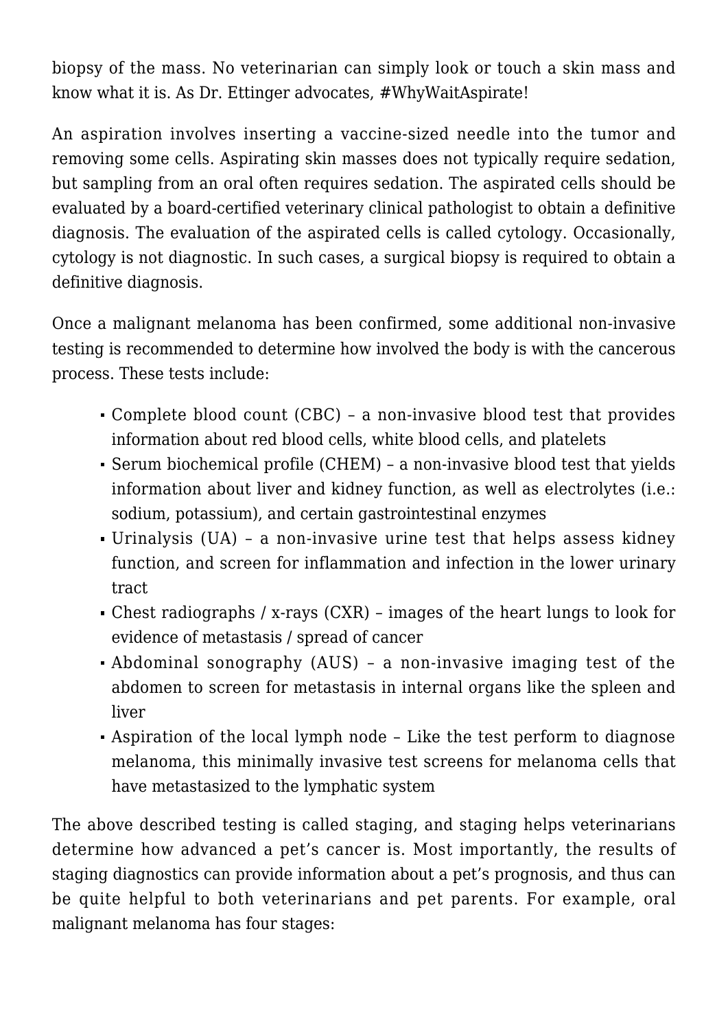biopsy of the mass. No veterinarian can simply look or touch a skin mass and know what it is. As Dr. Ettinger advocates, #WhyWaitAspirate!

An aspiration involves inserting a vaccine-sized needle into the tumor and removing some cells. Aspirating skin masses does not typically require sedation, but sampling from an oral often requires sedation. The aspirated cells should be evaluated by a board-certified veterinary clinical pathologist to obtain a definitive diagnosis. The evaluation of the aspirated cells is called cytology. Occasionally, cytology is not diagnostic. In such cases, a surgical biopsy is required to obtain a definitive diagnosis.

Once a malignant melanoma has been confirmed, some additional non-invasive testing is recommended to determine how involved the body is with the cancerous process. These tests include:

- Complete blood count (CBC) – a non-invasive blood test that provides information about red blood cells, white blood cells, and platelets
- Serum biochemical profile (CHEM) – a non-invasive blood test that yields information about liver and kidney function, as well as electrolytes (i.e.: sodium, potassium), and certain gastrointestinal enzymes
- Urinalysis (UA) – a non-invasive urine test that helps assess kidney function, and screen for inflammation and infection in the lower urinary tract
- Chest radiographs / x-rays (CXR) – images of the heart lungs to look for evidence of metastasis / spread of cancer
- Abdominal sonography (AUS) – a non-invasive imaging test of the abdomen to screen for metastasis in internal organs like the spleen and liver
- Aspiration of the local lymph node – Like the test perform to diagnose melanoma, this minimally invasive test screens for melanoma cells that have metastasized to the lymphatic system

The above described testing is called staging, and staging helps veterinarians determine how advanced a pet's cancer is. Most importantly, the results of staging diagnostics can provide information about a pet's prognosis, and thus can be quite helpful to both veterinarians and pet parents. For example, oral malignant melanoma has four stages: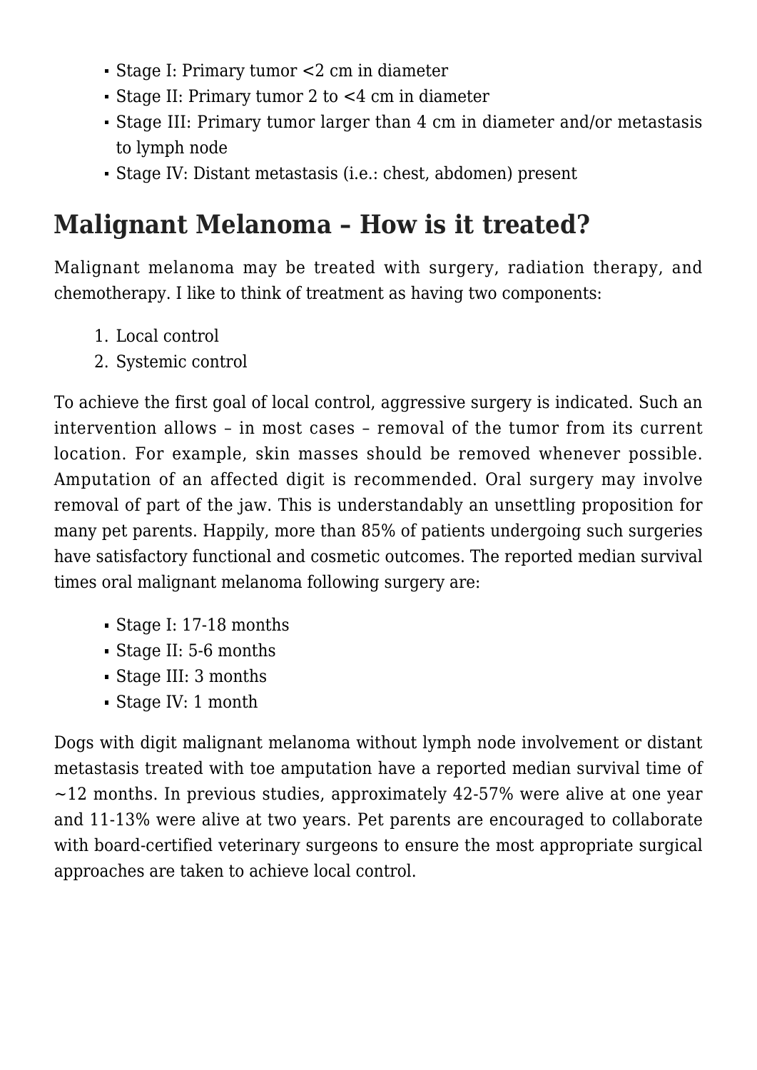- Stage I: Primary tumor <2 cm in diameter
- Stage II: Primary tumor 2 to <4 cm in diameter
- Stage III: Primary tumor larger than 4 cm in diameter and/or metastasis to lymph node
- Stage IV: Distant metastasis (i.e.: chest, abdomen) present

## Malignant Melanoma – How is it treated?

Malignant melanoma may be treated with surgery, radiation therapy, and chemotherapy. I like to think of treatment as having two components:

1. Local control
2. Systemic control

To achieve the first goal of local control, aggressive surgery is indicated. Such an intervention allows – in most cases – removal of the tumor from its current location. For example, skin masses should be removed whenever possible. Amputation of an affected digit is recommended. Oral surgery may involve removal of part of the jaw. This is understandably an unsettling proposition for many pet parents. Happily, more than 85% of patients undergoing such surgeries have satisfactory functional and cosmetic outcomes. The reported median survival times oral malignant melanoma following surgery are:

- Stage I: 17-18 months
- Stage II: 5-6 months
- Stage III: 3 months
- Stage IV: 1 month

Dogs with digit malignant melanoma without lymph node involvement or distant metastasis treated with toe amputation have a reported median survival time of ~12 months. In previous studies, approximately 42-57% were alive at one year and 11-13% were alive at two years. Pet parents are encouraged to collaborate with board-certified veterinary surgeons to ensure the most appropriate surgical approaches are taken to achieve local control.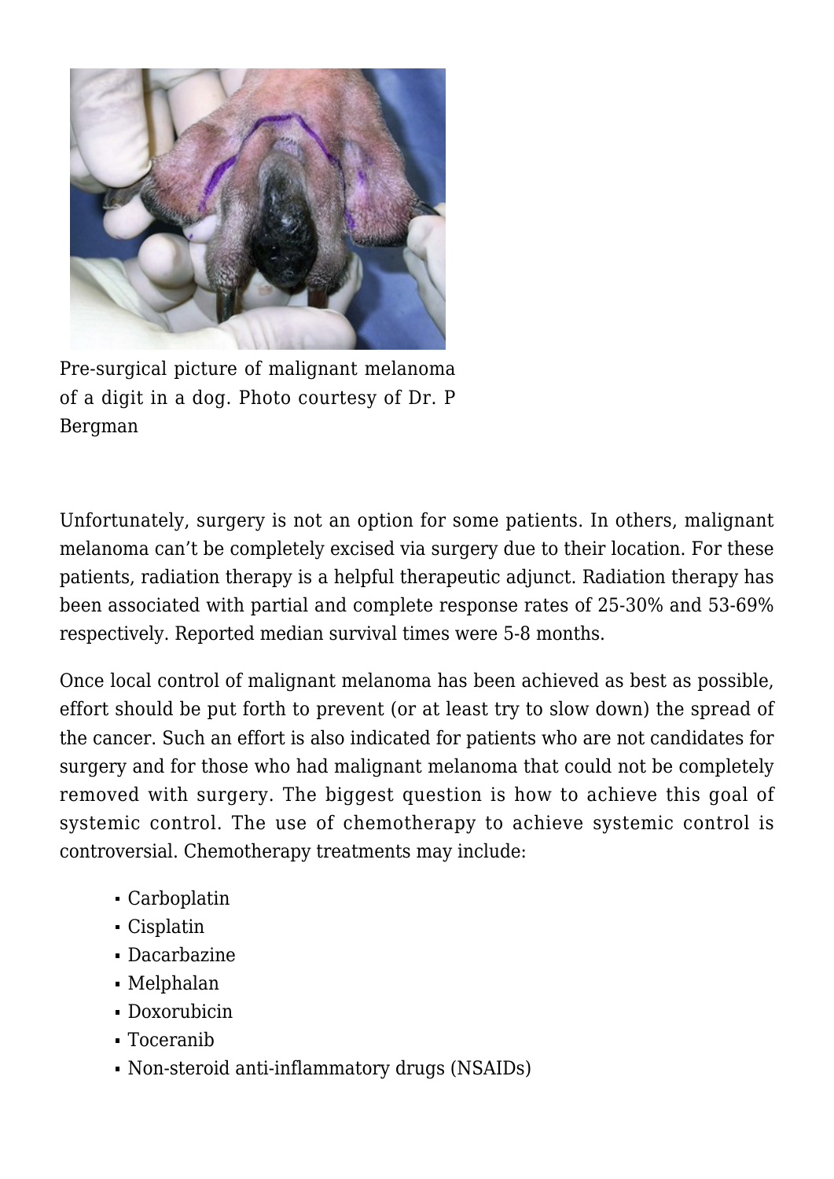Pre-surgical picture of malignant melanoma of a digit in a dog. Photo courtesy of Dr. P Bergman

Unfortunately, surgery is not an option for some patients. In others, malignant melanoma can't be completely excised via surgery due to their location. For these patients, radiation therapy is a helpful therapeutic adjunct. Radiation therapy has been associated with partial and complete response rates of 25-30% and 53-69% respectively. Reported median survival times were 5-8 months.

Once local control of malignant melanoma has been achieved as best as possible, effort should be put forth to prevent (or at least try to slow down) the spread of the cancer. Such an effort is also indicated for patients who are not candidates for surgery and for those who had malignant melanoma that could not be completely removed with surgery. The biggest question is how to achieve this goal of systemic control. The use of chemotherapy to achieve systemic control is controversial. Chemotherapy treatments may include:

- Carboplatin
- Cisplatin
- Dacarbazine
- Melphalan
- Doxorubicin
- Toceranib
- Non-steroid anti-inflammatory drugs (NSAIDs)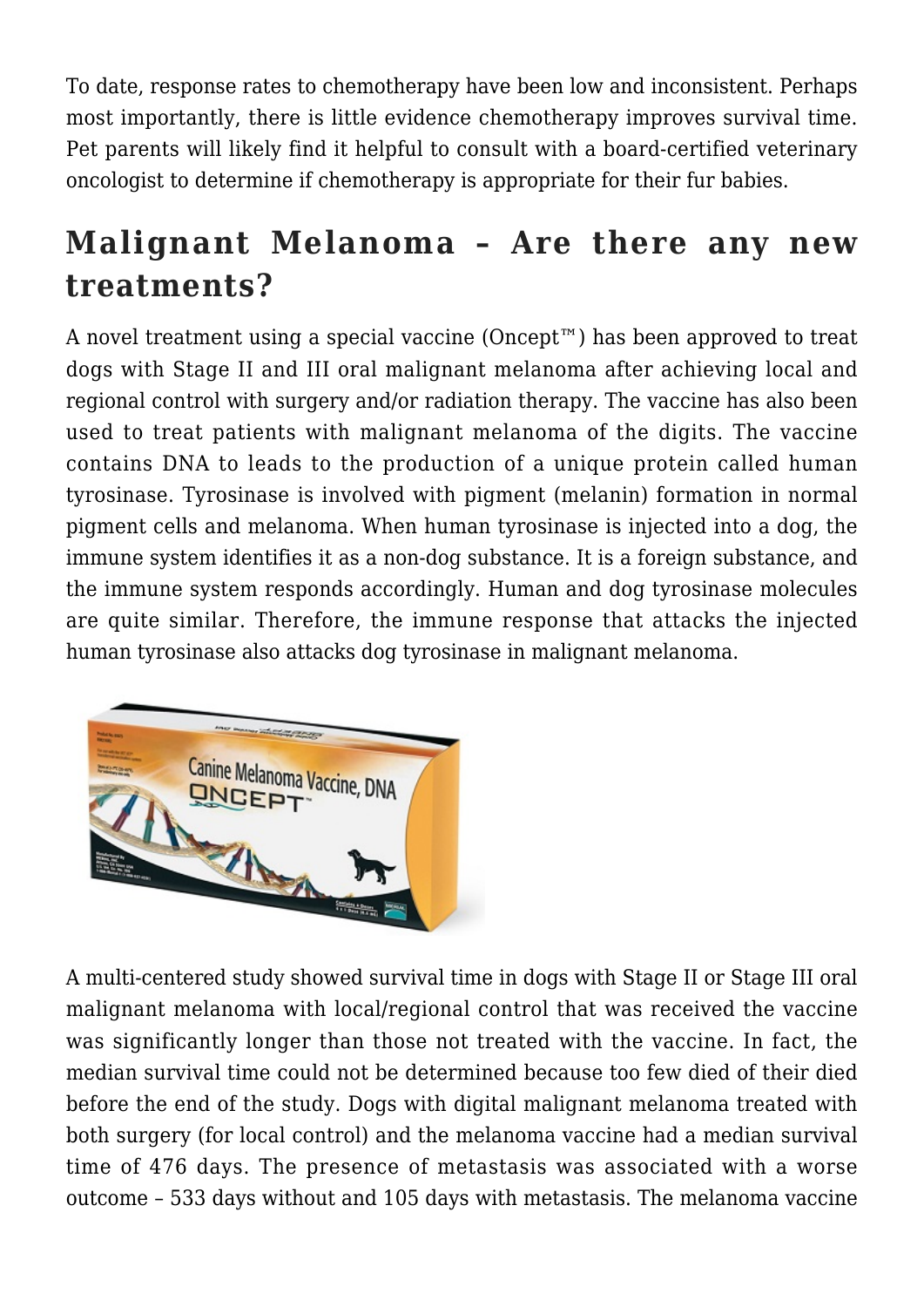To date, response rates to chemotherapy have been low and inconsistent. Perhaps most importantly, there is little evidence chemotherapy improves survival time. Pet parents will likely find it helpful to consult with a board-certified veterinary oncologist to determine if chemotherapy is appropriate for their fur babies.

## Malignant Melanoma – Are there any new treatments?

A novel treatment using a special vaccine (Oncept™) has been approved to treat dogs with Stage II and III oral malignant melanoma after achieving local and regional control with surgery and/or radiation therapy. The vaccine has also been used to treat patients with malignant melanoma of the digits. The vaccine contains DNA to leads to the production of a unique protein called human tyrosinase. Tyrosinase is involved with pigment (melanin) formation in normal pigment cells and melanoma. When human tyrosinase is injected into a dog, the immune system identifies it as a non-dog substance. It is a foreign substance, and the immune system responds accordingly. Human and dog tyrosinase molecules are quite similar. Therefore, the immune response that attacks the injected human tyrosinase also attacks dog tyrosinase in malignant melanoma.

A multi-centered study showed survival time in dogs with Stage II or Stage III oral malignant melanoma with local/regional control that was received the vaccine was significantly longer than those not treated with the vaccine. In fact, the median survival time could not be determined because too few died of their died before the end of the study. Dogs with digital malignant melanoma treated with both surgery (for local control) and the melanoma vaccine had a median survival time of 476 days. The presence of metastasis was associated with a worse outcome – 533 days without and 105 days with metastasis. The melanoma vaccine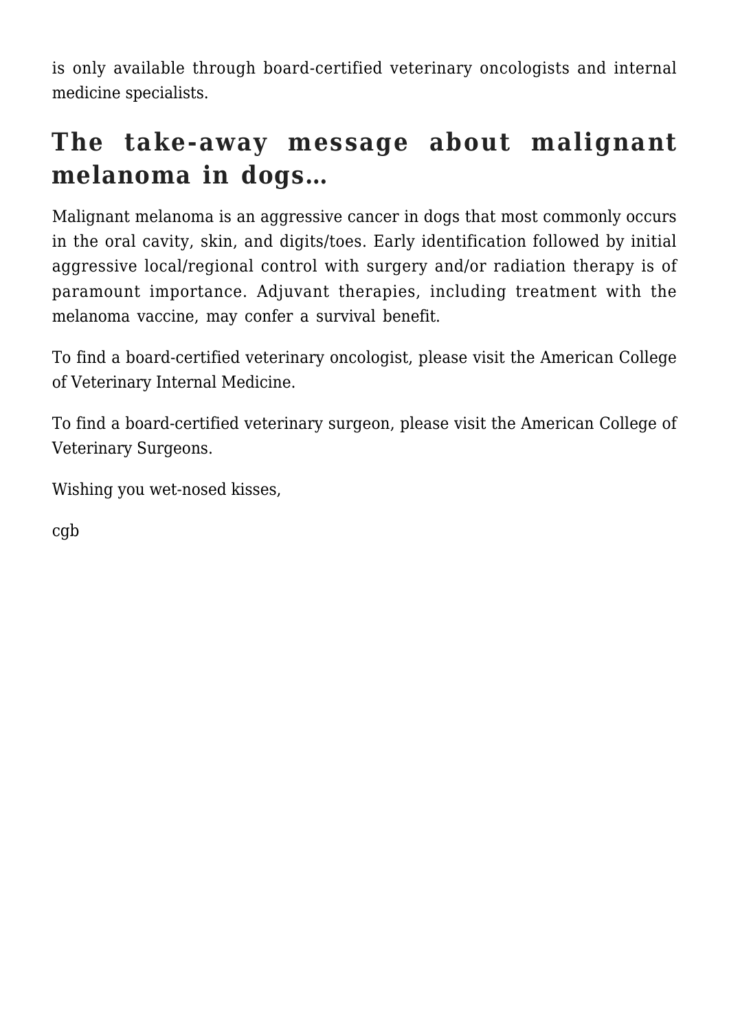is only available through board-certified veterinary oncologists and internal medicine specialists.

## The take-away message about malignant melanoma in dogs…

Malignant melanoma is an aggressive cancer in dogs that most commonly occurs in the oral cavity, skin, and digits/toes. Early identification followed by initial aggressive local/regional control with surgery and/or radiation therapy is of paramount importance. Adjuvant therapies, including treatment with the melanoma vaccine, may confer a survival benefit.

To find a board-certified veterinary oncologist, please visit the American College of Veterinary Internal Medicine.

To find a board-certified veterinary surgeon, please visit the American College of Veterinary Surgeons.

Wishing you wet-nosed kisses,

cgb